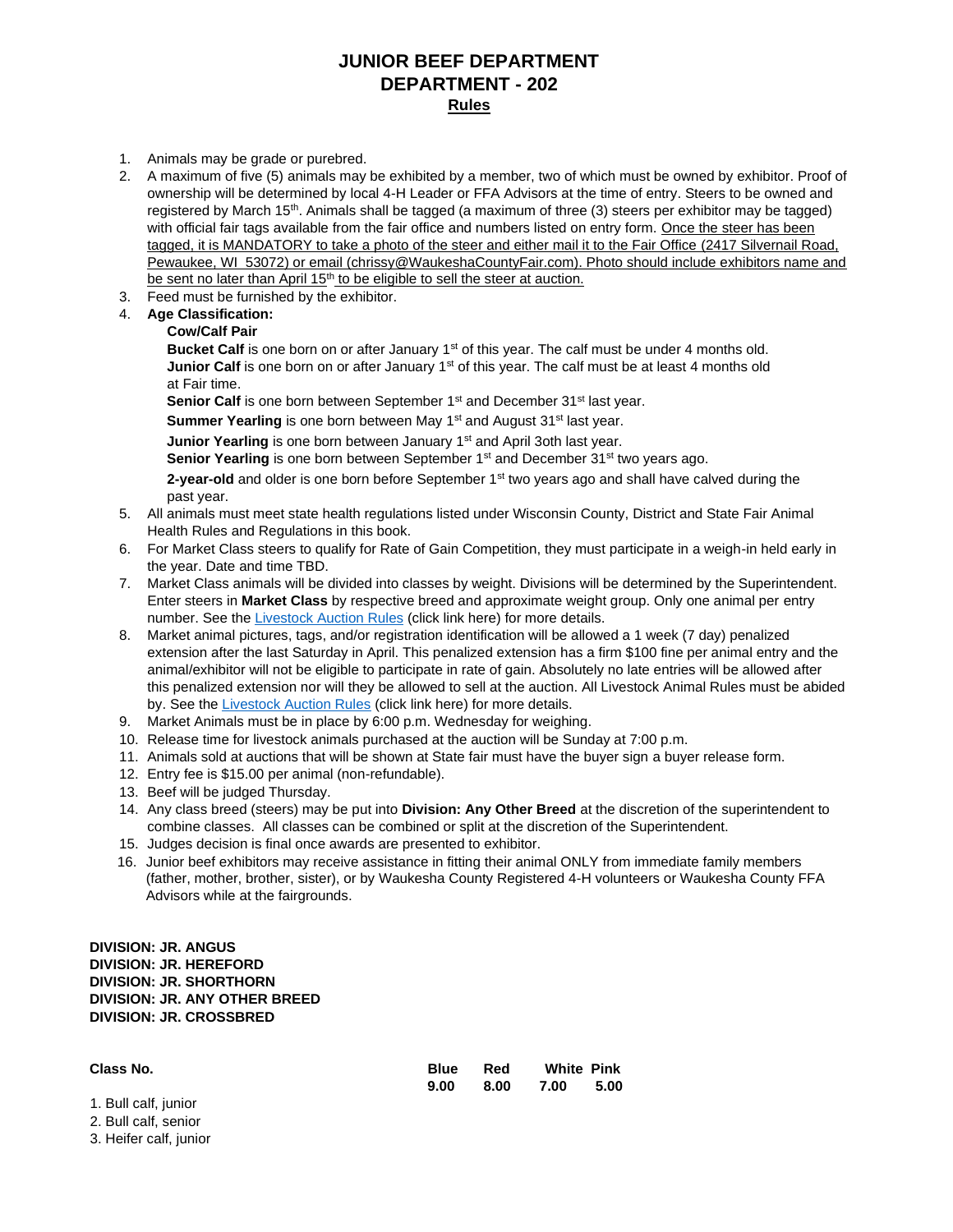# JUNIOR BEEF DEPARTMENT
# DEPARTMENT - 202
## Rules

1. Animals may be grade or purebred.
2. A maximum of five (5) animals may be exhibited by a member, two of which must be owned by exhibitor. Proof of ownership will be determined by local 4-H Leader or FFA Advisors at the time of entry. Steers to be owned and registered by March 15th. Animals shall be tagged (a maximum of three (3) steers per exhibitor may be tagged) with official fair tags available from the fair office and numbers listed on entry form. Once the steer has been tagged, it is MANDATORY to take a photo of the steer and either mail it to the Fair Office (2417 Silvernail Road, Pewaukee, WI 53072) or email (chrissy@WaukeshaCountyFair.com). Photo should include exhibitors name and be sent no later than April 15th to be eligible to sell the steer at auction.
3. Feed must be furnished by the exhibitor.
4. **Age Classification:**

   **Cow/Calf Pair**

   **Bucket Calf** is one born on or after January 1st of this year. The calf must be under 4 months old.
   **Junior Calf** is one born on or after January 1st of this year. The calf must be at least 4 months old at Fair time.
   **Senior Calf** is one born between September 1st and December 31st last year.
   **Summer Yearling** is one born between May 1st and August 31st last year.
   **Junior Yearling** is one born between January 1st and April 3oth last year.
   **Senior Yearling** is one born between September 1st and December 31st two years ago.
   **2-year-old** and older is one born before September 1st two years ago and shall have calved during the past year.
5. All animals must meet state health regulations listed under Wisconsin County, District and State Fair Animal Health Rules and Regulations in this book.
6. For Market Class steers to qualify for Rate of Gain Competition, they must participate in a weigh-in held early in the year. Date and time TBD.
7. Market Class animals will be divided into classes by weight. Divisions will be determined by the Superintendent. Enter steers in **Market Class** by respective breed and approximate weight group. Only one animal per entry number. See the Livestock Auction Rules (click link here) for more details.
8. Market animal pictures, tags, and/or registration identification will be allowed a 1 week (7 day) penalized extension after the last Saturday in April. This penalized extension has a firm $100 fine per animal entry and the animal/exhibitor will not be eligible to participate in rate of gain. Absolutely no late entries will be allowed after this penalized extension nor will they be allowed to sell at the auction. All Livestock Animal Rules must be abided by. See the Livestock Auction Rules (click link here) for more details.
9. Market Animals must be in place by 6:00 p.m. Wednesday for weighing.
10. Release time for livestock animals purchased at the auction will be Sunday at 7:00 p.m.
11. Animals sold at auctions that will be shown at State fair must have the buyer sign a buyer release form.
12. Entry fee is $15.00 per animal (non-refundable).
13. Beef will be judged Thursday.
14. Any class breed (steers) may be put into **Division: Any Other Breed** at the discretion of the superintendent to combine classes. All classes can be combined or split at the discretion of the Superintendent.
15. Judges decision is final once awards are presented to exhibitor.
16. Junior beef exhibitors may receive assistance in fitting their animal ONLY from immediate family members (father, mother, brother, sister), or by Waukesha County Registered 4-H volunteers or Waukesha County FFA Advisors while at the fairgrounds.

**DIVISION: JR. ANGUS**
**DIVISION: JR. HEREFORD**
**DIVISION: JR. SHORTHORN**
**DIVISION: JR. ANY OTHER BREED**
**DIVISION: JR. CROSSBRED**

| Class No. | Blue | Red | White | Pink |
|---|---|---|---|---|
| | 9.00 | 8.00 | 7.00 | 5.00 |
| 1. Bull calf, junior | | | | |
| 2. Bull calf, senior | | | | |
| 3. Heifer calf, junior | | | | |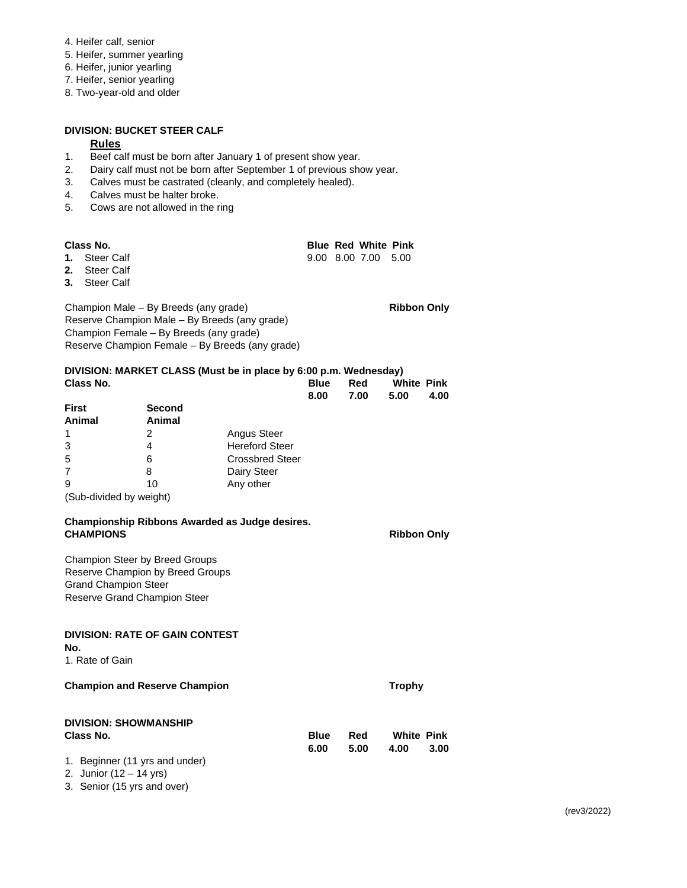4. Heifer calf, senior
5. Heifer, summer yearling
6. Heifer, junior yearling
7. Heifer, senior yearling
8. Two-year-old and older

### DIVISION: BUCKET STEER CALF

**Rules**

1. Beef calf must be born after January 1 of present show year.
2. Dairy calf must not be born after September 1 of previous show year.
3. Calves must be castrated (cleanly, and completely healed).
4. Calves must be halter broke.
5. Cows are not allowed in the ring

| Class No. | Blue | Red | White | Pink |
|---|---|---|---|---|
| **1.** Steer Calf | 9.00 | 8.00 | 7.00 | 5.00 |
| **2.** Steer Calf | | | | |
| **3.** Steer Calf | | | | |

Champion Male – By Breeds (any grade) **Ribbon Only**
Reserve Champion Male – By Breeds (any grade)
Champion Female – By Breeds (any grade)
Reserve Champion Female – By Breeds (any grade)

### DIVISION: MARKET CLASS (Must be in place by 6:00 p.m. Wednesday)

| Class No. | | | Blue | Red | White | Pink |
|---|---|---|---|---|---|---|
| | | | **8.00** | **7.00** | **5.00** | **4.00** |
| **First Animal** | **Second Animal** | | | | | |
| 1 | 2 | Angus Steer | | | | |
| 3 | 4 | Hereford Steer | | | | |
| 5 | 6 | Crossbred Steer | | | | |
| 7 | 8 | Dairy Steer | | | | |
| 9 | 10 | Any other | | | | |

(Sub-divided by weight)

**Championship Ribbons Awarded as Judge desires.**

**CHAMPIONS** **Ribbon Only**

Champion Steer by Breed Groups
Reserve Champion by Breed Groups
Grand Champion Steer
Reserve Grand Champion Steer

### DIVISION: RATE OF GAIN CONTEST

**No.**
1. Rate of Gain

**Champion and Reserve Champion** **Trophy**

### DIVISION: SHOWMANSHIP

| Class No. | Blue | Red | White | Pink |
|---|---|---|---|---|
| | **6.00** | **5.00** | **4.00** | **3.00** |
| 1. Beginner (11 yrs and under) | | | | |
| 2. Junior (12 – 14 yrs) | | | | |
| 3. Senior (15 yrs and over) | | | | |

(rev3/2022)